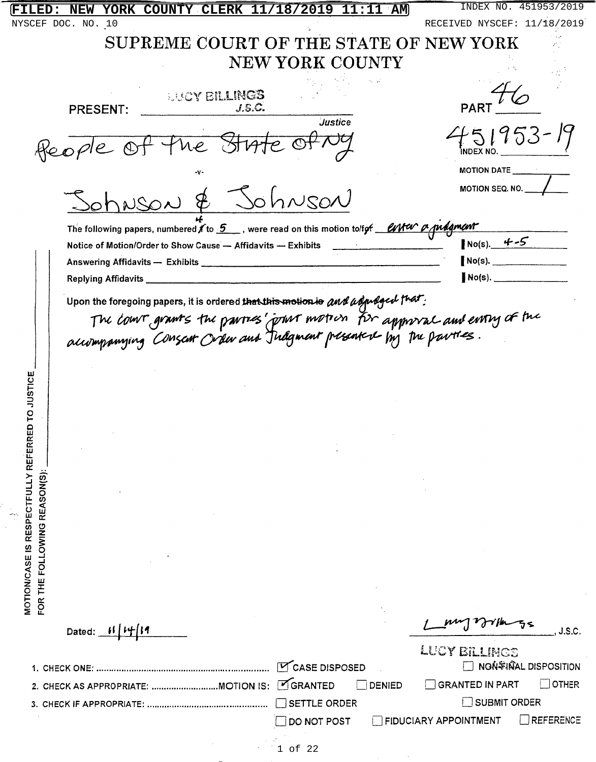FILED: NEW YORK COUNTY CLERK 11/18/2019 11:11 AM INDEX NO. 451953/2019

NYSCEF DOC. NO. 10 RECEIVED NYSCEF: 11/18/2019

# SUPREME COURT OF THE STATE OF NEW YORK
## NEW YORK COUNTY

PRESENT: LUCY BILLINGS, J.S.C. — Justice

PART 46

People of the State of NY

-v-

Johnson & Johnson

INDEX NO. 451953-19

MOTION DATE ____

MOTION SEQ. NO. 1

The following papers, numbered 4 to 5, were read on this motion to/for enter a judgment

| | |
|---|---|
| Notice of Motion/Order to Show Cause — Affidavits — Exhibits | No(s). 4-5 |
| Answering Affidavits — Exhibits | No(s). |
| Replying Affidavits | No(s). |

Upon the foregoing papers, it is ordered ~~that this motion is~~ and adjudged that:

The court grants the parties' joint motion for approval and entry of the accompanying Consent Order and Judgment presented by the parties.

MOTION/CASE IS RESPECTFULLY REFERRED TO JUSTICE ____ FOR THE FOLLOWING REASON(S): ____

Dated: 11/14/19

Lucy Billings, J.S.C.

LUCY BILLINGS

1. CHECK ONE: ☑ CASE DISPOSED ☐ NON-FINAL DISPOSITION
2. CHECK AS APPROPRIATE: MOTION IS: ☑ GRANTED ☐ DENIED ☐ GRANTED IN PART ☐ OTHER
3. CHECK IF APPROPRIATE: ☐ SETTLE ORDER ☐ SUBMIT ORDER ☐ DO NOT POST ☐ FIDUCIARY APPOINTMENT ☐ REFERENCE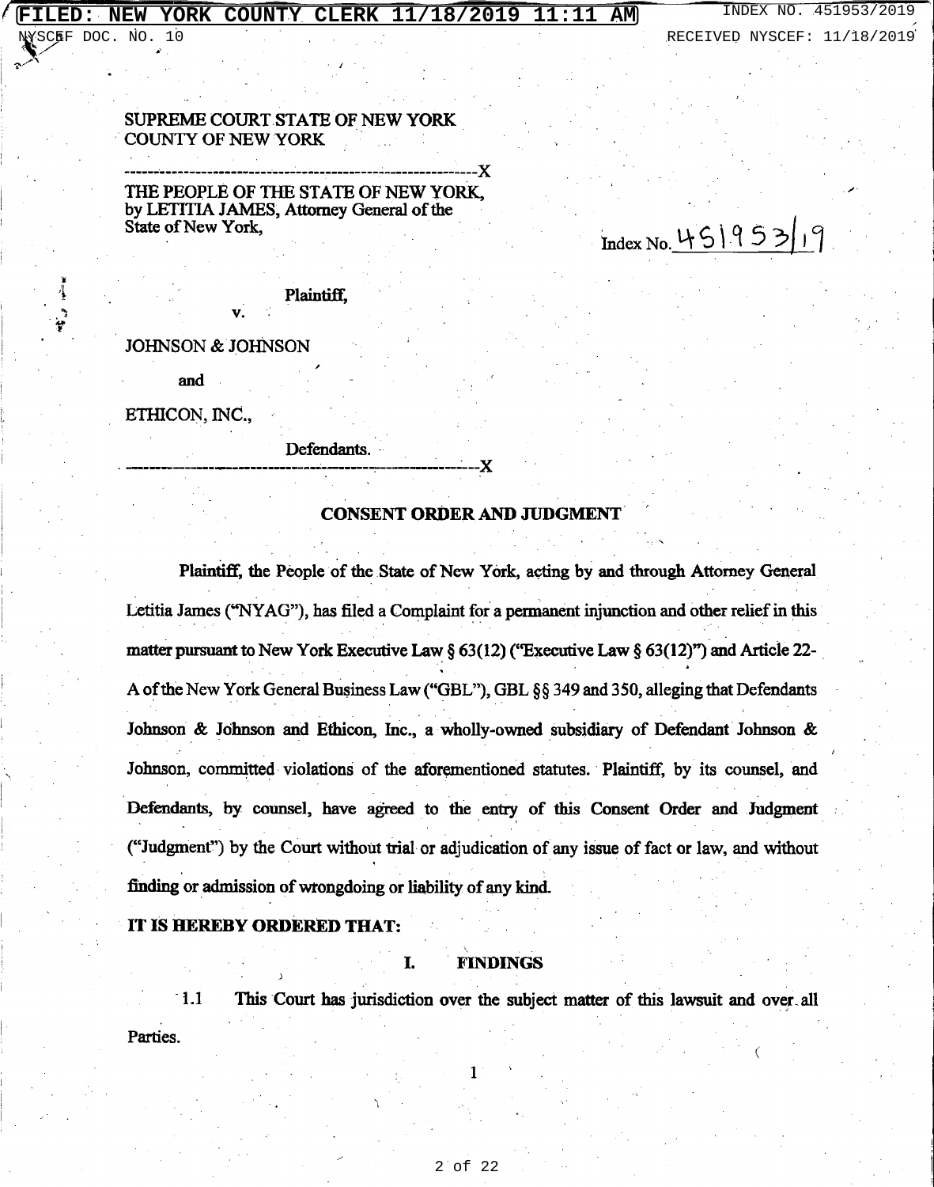SUPREME COURT STATE OF NEW YORK
COUNTY OF NEW YORK

---

THE PEOPLE OF THE STATE OF NEW YORK, by LETITIA JAMES, Attorney General of the State of New York,

Index No. 451953/19

Plaintiff,

v.

JOHNSON & JOHNSON

and

ETHICON, INC.,

Defendants.

---

## CONSENT ORDER AND JUDGMENT

Plaintiff, the People of the State of New York, acting by and through Attorney General Letitia James ("NYAG"), has filed a Complaint for a permanent injunction and other relief in this matter pursuant to New York Executive Law § 63(12) ("Executive Law § 63(12)") and Article 22-A of the New York General Business Law ("GBL"), GBL §§ 349 and 350, alleging that Defendants Johnson & Johnson and Ethicon, Inc., a wholly-owned subsidiary of Defendant Johnson & Johnson, committed violations of the aforementioned statutes. Plaintiff, by its counsel, and Defendants, by counsel, have agreed to the entry of this Consent Order and Judgment ("Judgment") by the Court without trial or adjudication of any issue of fact or law, and without finding or admission of wrongdoing or liability of any kind.

**IT IS HEREBY ORDERED THAT:**

### I. FINDINGS

1.1 This Court has jurisdiction over the subject matter of this lawsuit and over all Parties.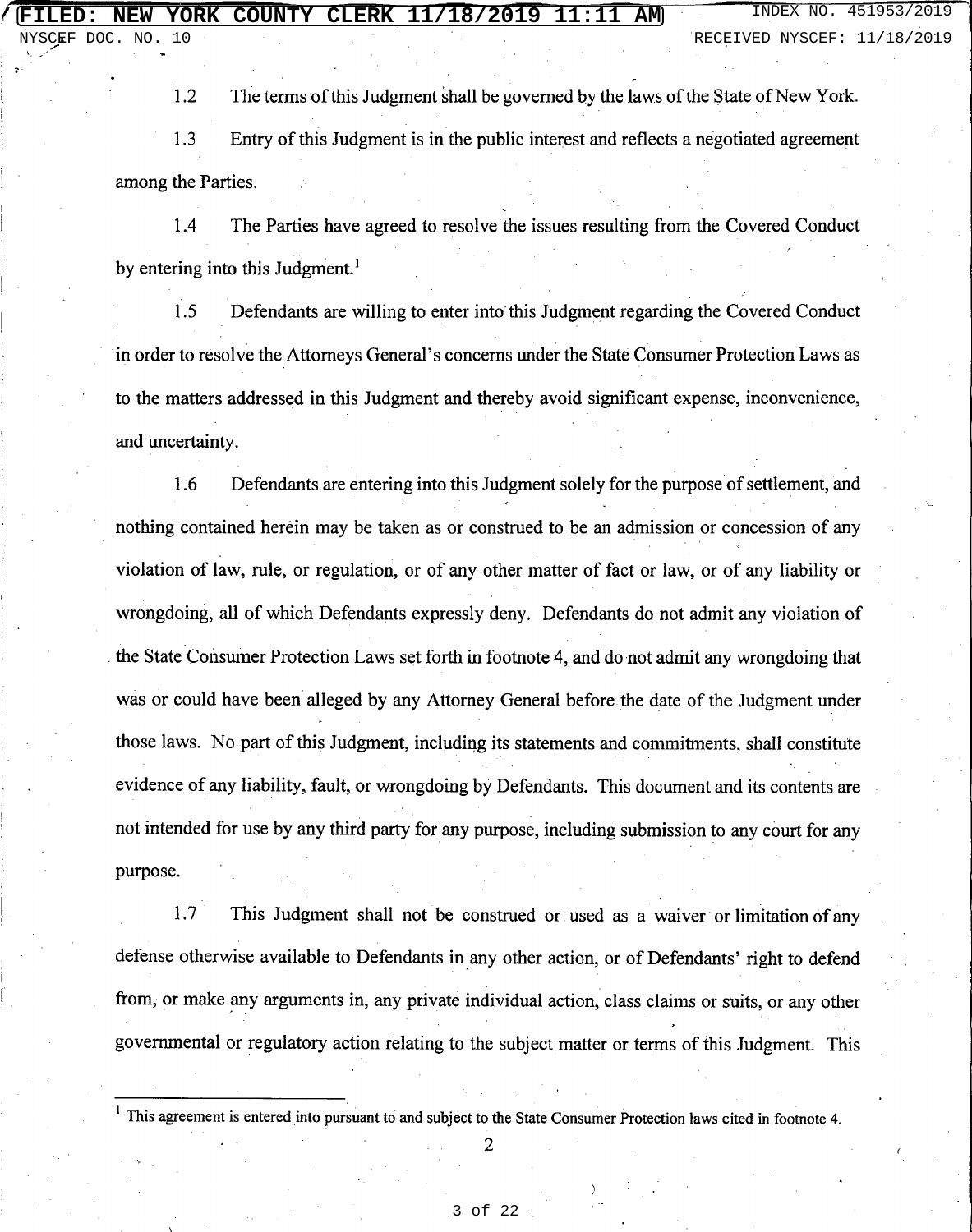1.2 The terms of this Judgment shall be governed by the laws of the State of New York.

1.3 Entry of this Judgment is in the public interest and reflects a negotiated agreement among the Parties.

1.4 The Parties have agreed to resolve the issues resulting from the Covered Conduct by entering into this Judgment.[1]

1.5 Defendants are willing to enter into this Judgment regarding the Covered Conduct in order to resolve the Attorneys General's concerns under the State Consumer Protection Laws as to the matters addressed in this Judgment and thereby avoid significant expense, inconvenience, and uncertainty.

1.6 Defendants are entering into this Judgment solely for the purpose of settlement, and nothing contained herein may be taken as or construed to be an admission or concession of any violation of law, rule, or regulation, or of any other matter of fact or law, or of any liability or wrongdoing, all of which Defendants expressly deny. Defendants do not admit any violation of the State Consumer Protection Laws set forth in footnote 4, and do not admit any wrongdoing that was or could have been alleged by any Attorney General before the date of the Judgment under those laws. No part of this Judgment, including its statements and commitments, shall constitute evidence of any liability, fault, or wrongdoing by Defendants. This document and its contents are not intended for use by any third party for any purpose, including submission to any court for any purpose.

1.7 This Judgment shall not be construed or used as a waiver or limitation of any defense otherwise available to Defendants in any other action, or of Defendants' right to defend from, or make any arguments in, any private individual action, class claims or suits, or any other governmental or regulatory action relating to the subject matter or terms of this Judgment. This

[1] This agreement is entered into pursuant to and subject to the State Consumer Protection laws cited in footnote 4.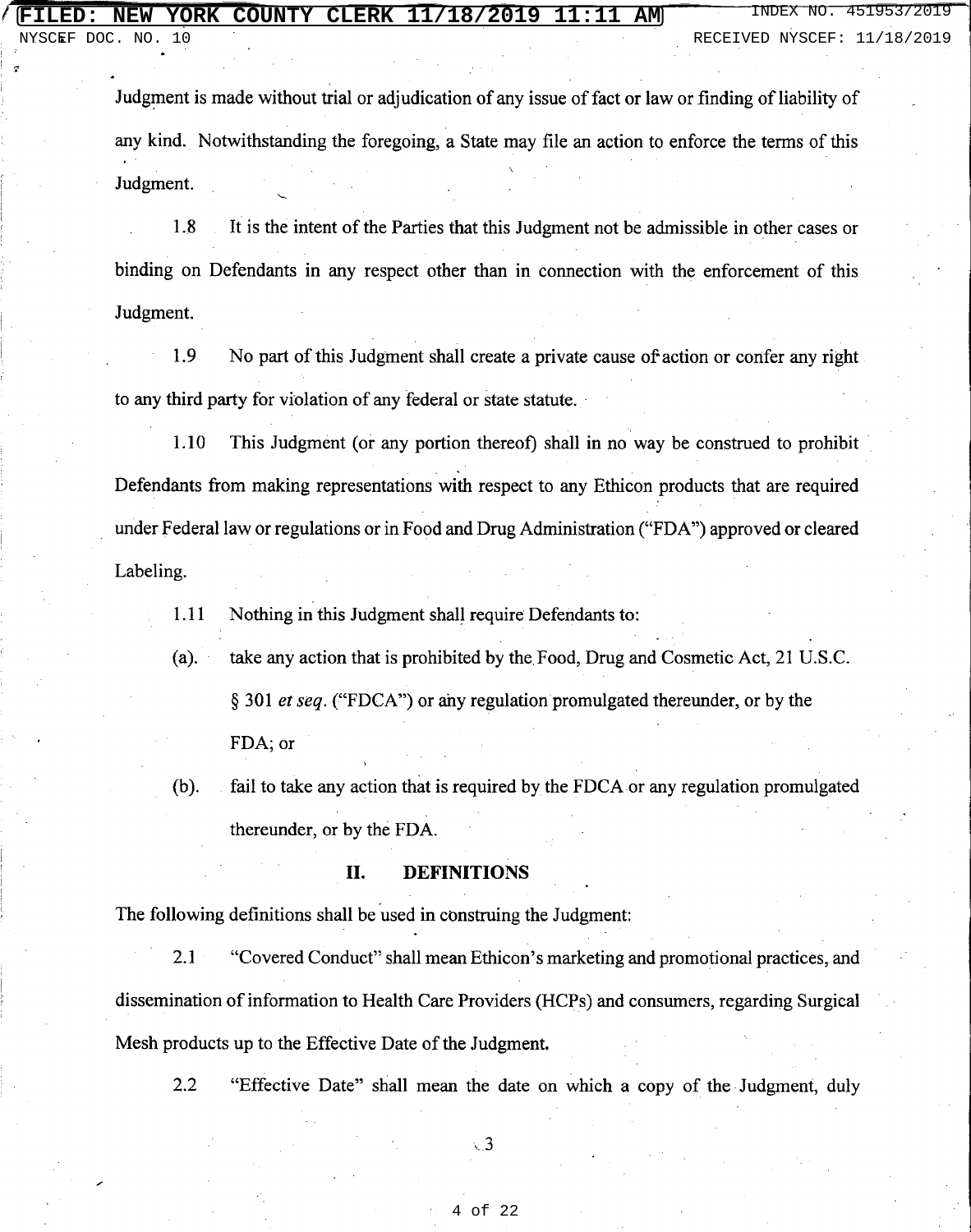Judgment is made without trial or adjudication of any issue of fact or law or finding of liability of any kind. Notwithstanding the foregoing, a State may file an action to enforce the terms of this Judgment.

1.8 It is the intent of the Parties that this Judgment not be admissible in other cases or binding on Defendants in any respect other than in connection with the enforcement of this Judgment.

1.9 No part of this Judgment shall create a private cause of action or confer any right to any third party for violation of any federal or state statute.

1.10 This Judgment (or any portion thereof) shall in no way be construed to prohibit Defendants from making representations with respect to any Ethicon products that are required under Federal law or regulations or in Food and Drug Administration ("FDA") approved or cleared Labeling.

1.11 Nothing in this Judgment shall require Defendants to:

(a). take any action that is prohibited by the Food, Drug and Cosmetic Act, 21 U.S.C. § 301 *et seq.* ("FDCA") or any regulation promulgated thereunder, or by the FDA; or

(b). fail to take any action that is required by the FDCA or any regulation promulgated thereunder, or by the FDA.

## II. DEFINITIONS

The following definitions shall be used in construing the Judgment:

2.1 "Covered Conduct" shall mean Ethicon's marketing and promotional practices, and dissemination of information to Health Care Providers (HCPs) and consumers, regarding Surgical Mesh products up to the Effective Date of the Judgment.

2.2 "Effective Date" shall mean the date on which a copy of the Judgment, duly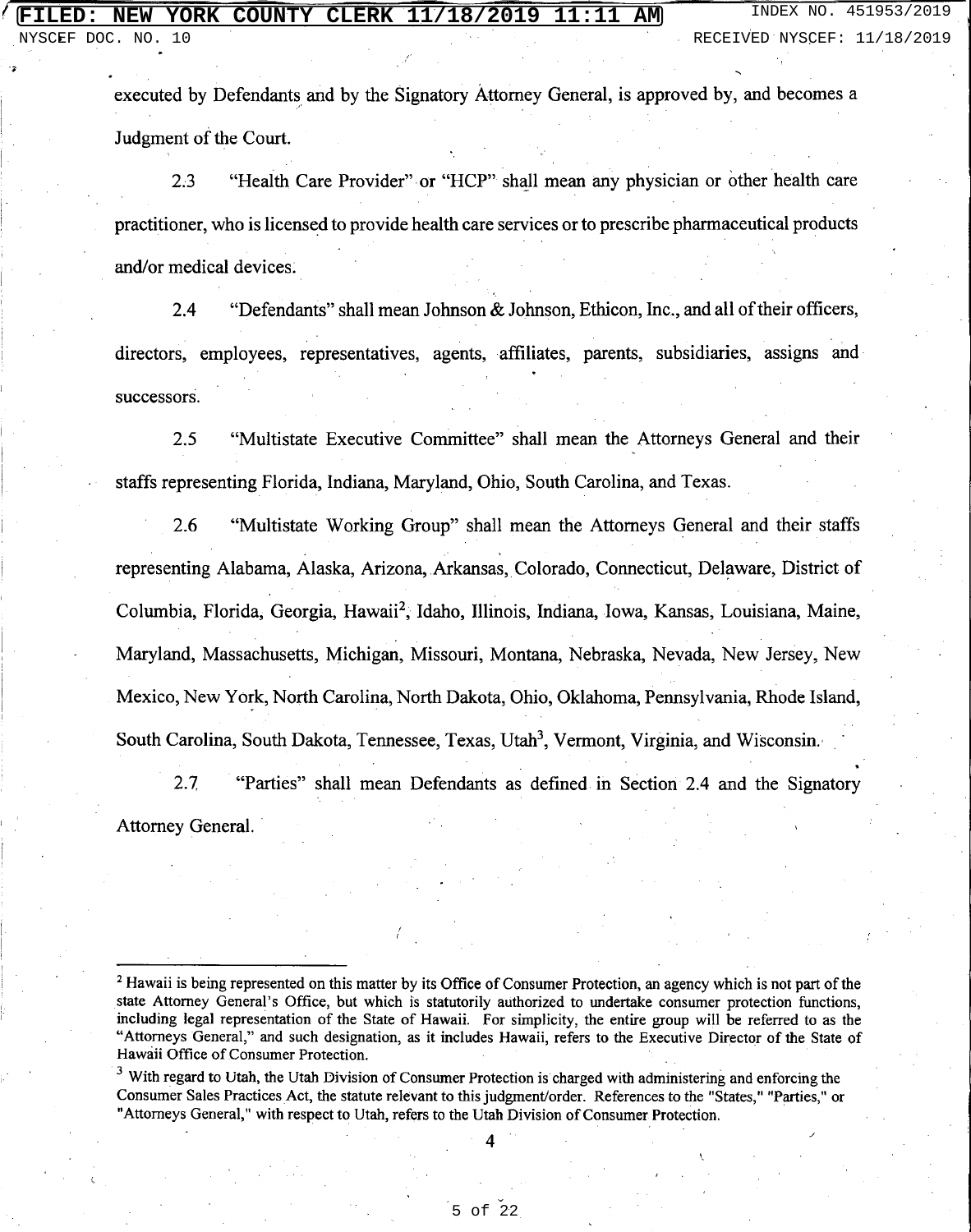executed by Defendants and by the Signatory Attorney General, is approved by, and becomes a Judgment of the Court.

2.3 "Health Care Provider" or "HCP" shall mean any physician or other health care practitioner, who is licensed to provide health care services or to prescribe pharmaceutical products and/or medical devices.

2.4 "Defendants" shall mean Johnson & Johnson, Ethicon, Inc., and all of their officers, directors, employees, representatives, agents, affiliates, parents, subsidiaries, assigns and successors.

2.5 "Multistate Executive Committee" shall mean the Attorneys General and their staffs representing Florida, Indiana, Maryland, Ohio, South Carolina, and Texas.

2.6 "Multistate Working Group" shall mean the Attorneys General and their staffs representing Alabama, Alaska, Arizona, Arkansas, Colorado, Connecticut, Delaware, District of Columbia, Florida, Georgia, Hawaii[2], Idaho, Illinois, Indiana, Iowa, Kansas, Louisiana, Maine, Maryland, Massachusetts, Michigan, Missouri, Montana, Nebraska, Nevada, New Jersey, New Mexico, New York, North Carolina, North Dakota, Ohio, Oklahoma, Pennsylvania, Rhode Island, South Carolina, South Dakota, Tennessee, Texas, Utah[3], Vermont, Virginia, and Wisconsin.

2.7 "Parties" shall mean Defendants as defined in Section 2.4 and the Signatory Attorney General.

---

[2] Hawaii is being represented on this matter by its Office of Consumer Protection, an agency which is not part of the state Attorney General's Office, but which is statutorily authorized to undertake consumer protection functions, including legal representation of the State of Hawaii. For simplicity, the entire group will be referred to as the "Attorneys General," and such designation, as it includes Hawaii, refers to the Executive Director of the State of Hawaii Office of Consumer Protection.

[3] With regard to Utah, the Utah Division of Consumer Protection is charged with administering and enforcing the Consumer Sales Practices Act, the statute relevant to this judgment/order. References to the "States," "Parties," or "Attorneys General," with respect to Utah, refers to the Utah Division of Consumer Protection.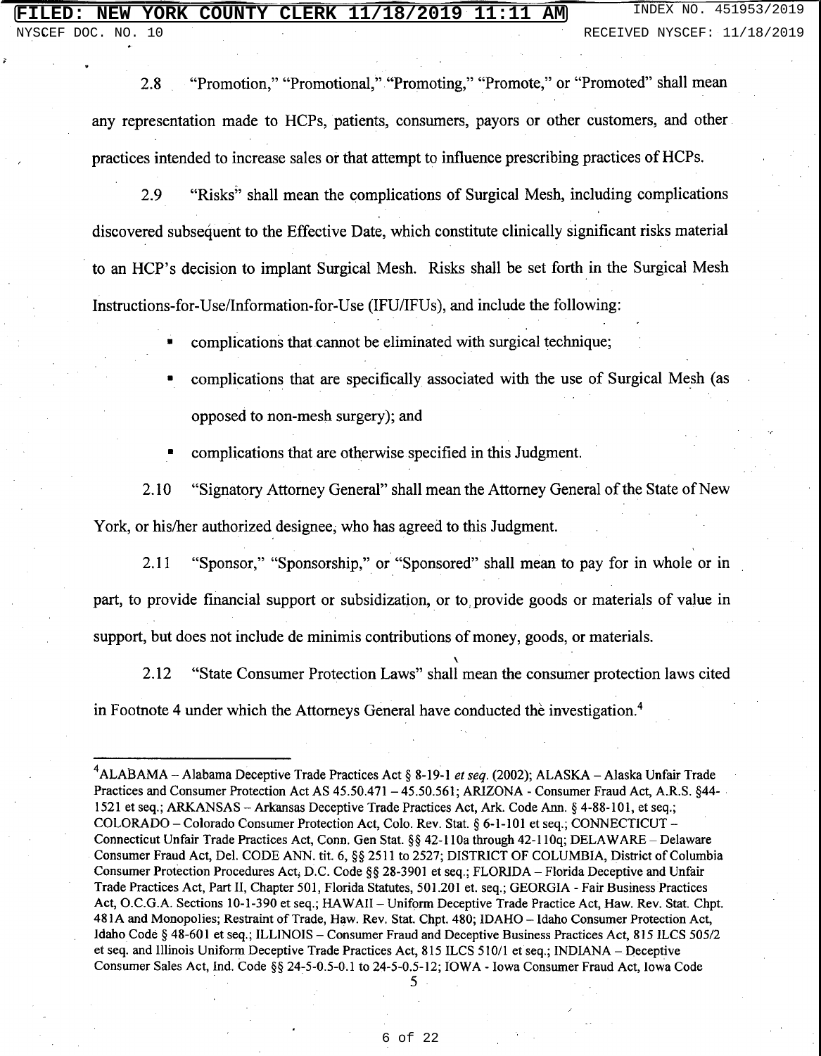2.8 "Promotion," "Promotional," "Promoting," "Promote," or "Promoted" shall mean any representation made to HCPs, patients, consumers, payors or other customers, and other practices intended to increase sales or that attempt to influence prescribing practices of HCPs.

2.9 "Risks" shall mean the complications of Surgical Mesh, including complications discovered subsequent to the Effective Date, which constitute clinically significant risks material to an HCP's decision to implant Surgical Mesh. Risks shall be set forth in the Surgical Mesh Instructions-for-Use/Information-for-Use (IFU/IFUs), and include the following:

- complications that cannot be eliminated with surgical technique;
- complications that are specifically associated with the use of Surgical Mesh (as opposed to non-mesh surgery); and
- complications that are otherwise specified in this Judgment.

2.10 "Signatory Attorney General" shall mean the Attorney General of the State of New York, or his/her authorized designee, who has agreed to this Judgment.

2.11 "Sponsor," "Sponsorship," or "Sponsored" shall mean to pay for in whole or in part, to provide financial support or subsidization, or to provide goods or materials of value in support, but does not include de minimis contributions of money, goods, or materials.

2.12 "State Consumer Protection Laws" shall mean the consumer protection laws cited in Footnote 4 under which the Attorneys General have conducted the investigation.[4]

---

[4]ALABAMA – Alabama Deceptive Trade Practices Act § 8-19-1 *et seq.* (2002); ALASKA – Alaska Unfair Trade Practices and Consumer Protection Act AS 45.50.471 – 45.50.561; ARIZONA - Consumer Fraud Act, A.R.S. §44-1521 et seq.; ARKANSAS – Arkansas Deceptive Trade Practices Act, Ark. Code Ann. § 4-88-101, et seq.; COLORADO – Colorado Consumer Protection Act, Colo. Rev. Stat. § 6-1-101 et seq.; CONNECTICUT – Connecticut Unfair Trade Practices Act, Conn. Gen Stat. §§ 42-110a through 42-110q; DELAWARE – Delaware Consumer Fraud Act, Del. CODE ANN. tit. 6, §§ 2511 to 2527; DISTRICT OF COLUMBIA, District of Columbia Consumer Protection Procedures Act, D.C. Code §§ 28-3901 et seq.; FLORIDA – Florida Deceptive and Unfair Trade Practices Act, Part II, Chapter 501, Florida Statutes, 501.201 et. seq.; GEORGIA - Fair Business Practices Act, O.C.G.A. Sections 10-1-390 et seq.; HAWAII – Uniform Deceptive Trade Practice Act, Haw. Rev. Stat. Chpt. 481A and Monopolies; Restraint of Trade, Haw. Rev. Stat. Chpt. 480; IDAHO – Idaho Consumer Protection Act, Idaho Code § 48-601 et seq.; ILLINOIS – Consumer Fraud and Deceptive Business Practices Act, 815 ILCS 505/2 et seq. and Illinois Uniform Deceptive Trade Practices Act, 815 ILCS 510/1 et seq.; INDIANA – Deceptive Consumer Sales Act, Ind. Code §§ 24-5-0.5-0.1 to 24-5-0.5-12; IOWA - Iowa Consumer Fraud Act, Iowa Code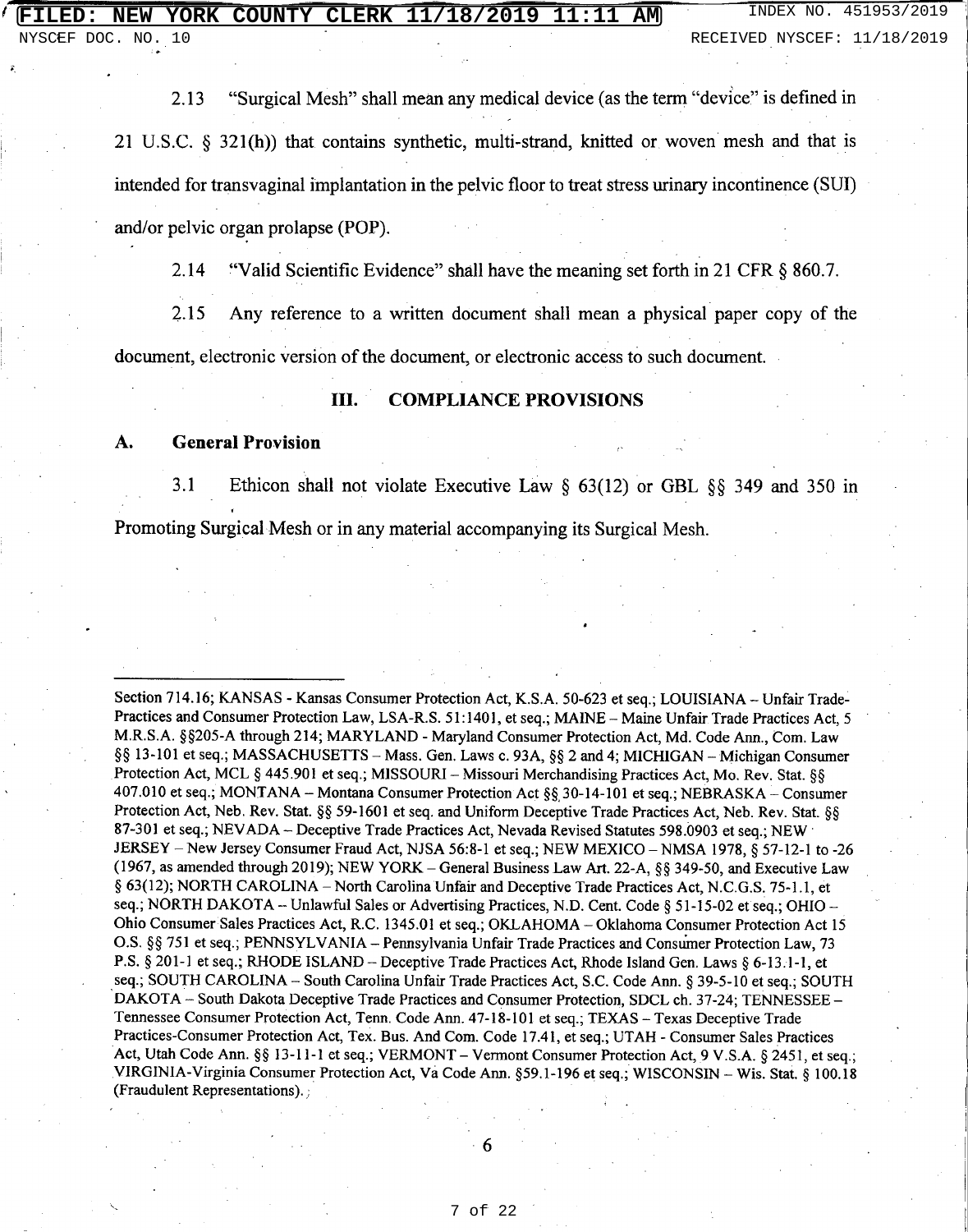2.13 "Surgical Mesh" shall mean any medical device (as the term "device" is defined in 21 U.S.C. § 321(h)) that contains synthetic, multi-strand, knitted or woven mesh and that is intended for transvaginal implantation in the pelvic floor to treat stress urinary incontinence (SUI) and/or pelvic organ prolapse (POP).

2.14 "Valid Scientific Evidence" shall have the meaning set forth in 21 CFR § 860.7.

2.15 Any reference to a written document shall mean a physical paper copy of the document, electronic version of the document, or electronic access to such document.

## III. COMPLIANCE PROVISIONS

### A. General Provision

3.1 Ethicon shall not violate Executive Law § 63(12) or GBL §§ 349 and 350 in Promoting Surgical Mesh or in any material accompanying its Surgical Mesh.

---

Section 714.16; KANSAS - Kansas Consumer Protection Act, K.S.A. 50-623 et seq.; LOUISIANA – Unfair Trade-Practices and Consumer Protection Law, LSA-R.S. 51:1401, et seq.; MAINE – Maine Unfair Trade Practices Act, 5 M.R.S.A. §§205-A through 214; MARYLAND - Maryland Consumer Protection Act, Md. Code Ann., Com. Law §§ 13-101 et seq.; MASSACHUSETTS – Mass. Gen. Laws c. 93A, §§ 2 and 4; MICHIGAN – Michigan Consumer Protection Act, MCL § 445.901 et seq.; MISSOURI – Missouri Merchandising Practices Act, Mo. Rev. Stat. §§ 407.010 et seq.; MONTANA – Montana Consumer Protection Act §§ 30-14-101 et seq.; NEBRASKA – Consumer Protection Act, Neb. Rev. Stat. §§ 59-1601 et seq. and Uniform Deceptive Trade Practices Act, Neb. Rev. Stat. §§ 87-301 et seq.; NEVADA – Deceptive Trade Practices Act, Nevada Revised Statutes 598.0903 et seq.; NEW JERSEY – New Jersey Consumer Fraud Act, NJSA 56:8-1 et seq.; NEW MEXICO – NMSA 1978, § 57-12-1 to -26 (1967, as amended through 2019); NEW YORK – General Business Law Art. 22-A, §§ 349-50, and Executive Law § 63(12); NORTH CAROLINA – North Carolina Unfair and Deceptive Trade Practices Act, N.C.G.S. 75-1.1, et seq.; NORTH DAKOTA – Unlawful Sales or Advertising Practices, N.D. Cent. Code § 51-15-02 et seq.; OHIO – Ohio Consumer Sales Practices Act, R.C. 1345.01 et seq.; OKLAHOMA – Oklahoma Consumer Protection Act 15 O.S. §§ 751 et seq.; PENNSYLVANIA – Pennsylvania Unfair Trade Practices and Consumer Protection Law, 73 P.S. § 201-1 et seq.; RHODE ISLAND – Deceptive Trade Practices Act, Rhode Island Gen. Laws § 6-13.1-1, et seq.; SOUTH CAROLINA – South Carolina Unfair Trade Practices Act, S.C. Code Ann. § 39-5-10 et seq.; SOUTH DAKOTA – South Dakota Deceptive Trade Practices and Consumer Protection, SDCL ch. 37-24; TENNESSEE – Tennessee Consumer Protection Act, Tenn. Code Ann. 47-18-101 et seq.; TEXAS – Texas Deceptive Trade Practices-Consumer Protection Act, Tex. Bus. And Com. Code 17.41, et seq.; UTAH - Consumer Sales Practices Act, Utah Code Ann. §§ 13-11-1 et seq.; VERMONT – Vermont Consumer Protection Act, 9 V.S.A. § 2451, et seq.; VIRGINIA-Virginia Consumer Protection Act, Va Code Ann. §59.1-196 et seq.; WISCONSIN – Wis. Stat. § 100.18 (Fraudulent Representations).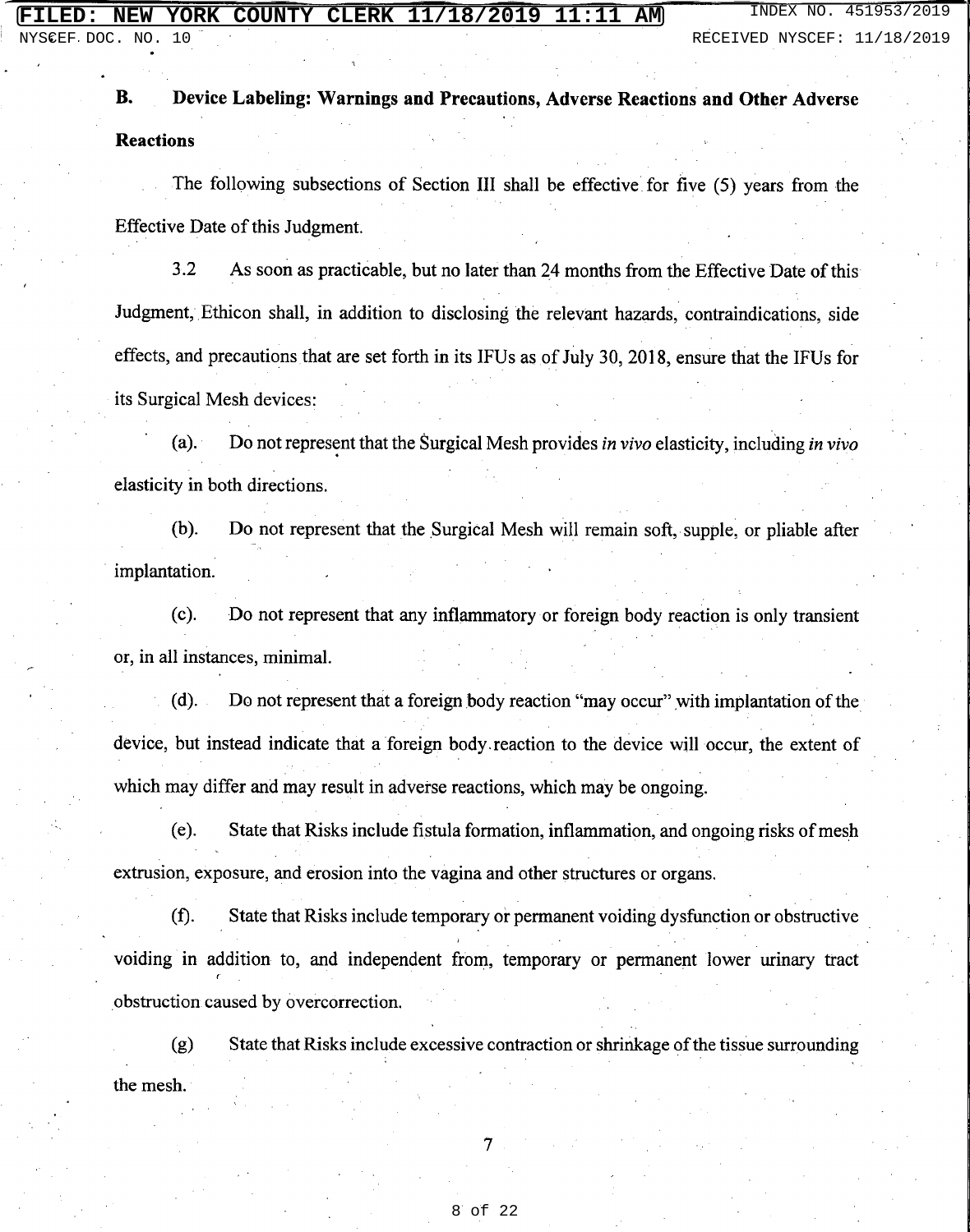**B. Device Labeling: Warnings and Precautions, Adverse Reactions and Other Adverse Reactions**

The following subsections of Section III shall be effective for five (5) years from the Effective Date of this Judgment.

3.2 As soon as practicable, but no later than 24 months from the Effective Date of this Judgment, Ethicon shall, in addition to disclosing the relevant hazards, contraindications, side effects, and precautions that are set forth in its IFUs as of July 30, 2018, ensure that the IFUs for its Surgical Mesh devices:

(a). Do not represent that the Surgical Mesh provides *in vivo* elasticity, including *in vivo* elasticity in both directions.

(b). Do not represent that the Surgical Mesh will remain soft, supple, or pliable after implantation.

(c). Do not represent that any inflammatory or foreign body reaction is only transient or, in all instances, minimal.

(d). Do not represent that a foreign body reaction "may occur" with implantation of the device, but instead indicate that a foreign body reaction to the device will occur, the extent of which may differ and may result in adverse reactions, which may be ongoing.

(e). State that Risks include fistula formation, inflammation, and ongoing risks of mesh extrusion, exposure, and erosion into the vagina and other structures or organs.

(f). State that Risks include temporary or permanent voiding dysfunction or obstructive voiding in addition to, and independent from, temporary or permanent lower urinary tract obstruction caused by overcorrection.

(g) State that Risks include excessive contraction or shrinkage of the tissue surrounding the mesh.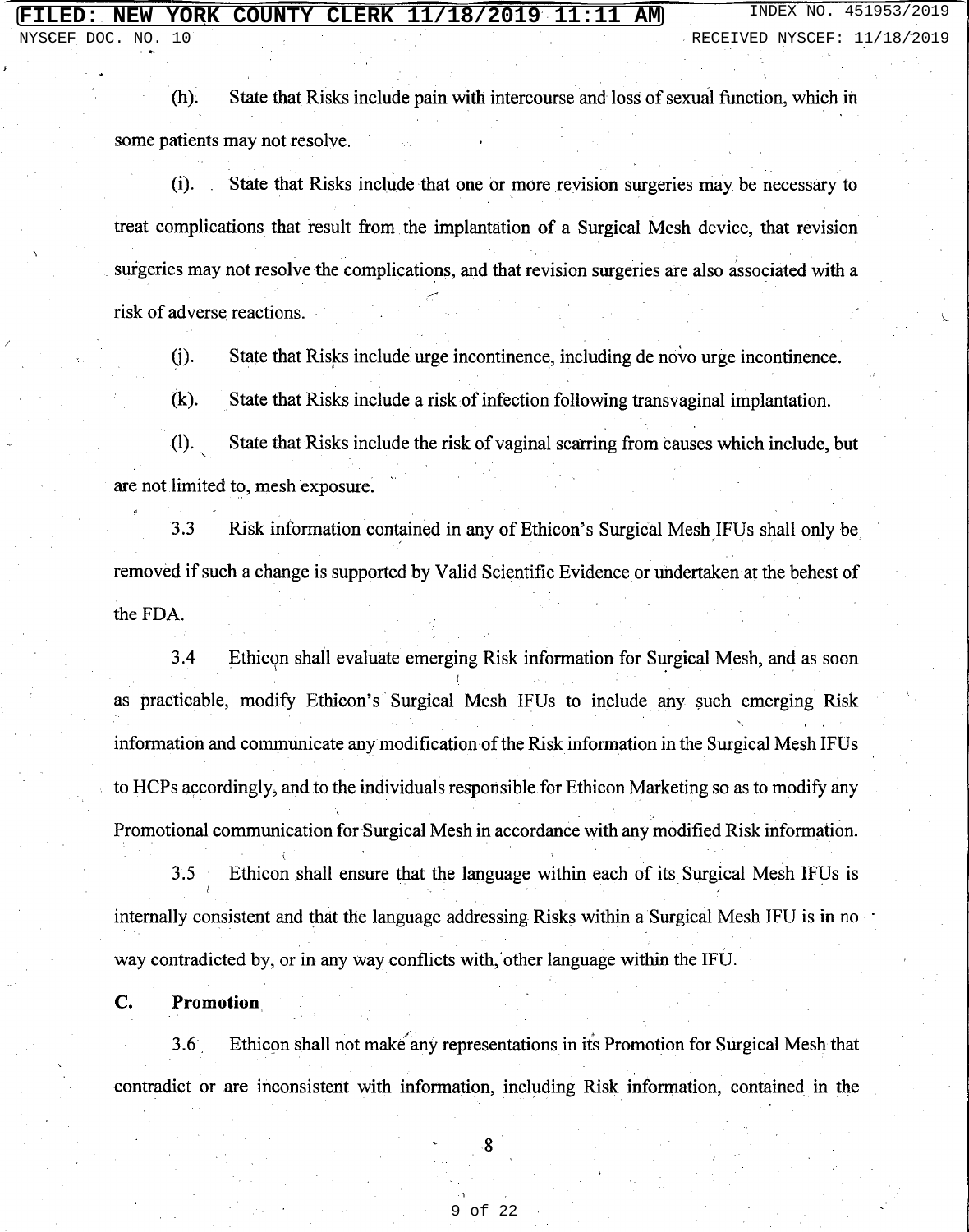(h). State that Risks include pain with intercourse and loss of sexual function, which in some patients may not resolve.

(i). State that Risks include that one or more revision surgeries may be necessary to treat complications that result from the implantation of a Surgical Mesh device, that revision surgeries may not resolve the complications, and that revision surgeries are also associated with a risk of adverse reactions.

(j). State that Risks include urge incontinence, including de novo urge incontinence.

(k). State that Risks include a risk of infection following transvaginal implantation.

(l). State that Risks include the risk of vaginal scarring from causes which include, but are not limited to, mesh exposure.

3.3 Risk information contained in any of Ethicon's Surgical Mesh IFUs shall only be removed if such a change is supported by Valid Scientific Evidence or undertaken at the behest of the FDA.

3.4 Ethicon shall evaluate emerging Risk information for Surgical Mesh, and as soon as practicable, modify Ethicon's Surgical Mesh IFUs to include any such emerging Risk information and communicate any modification of the Risk information in the Surgical Mesh IFUs to HCPs accordingly, and to the individuals responsible for Ethicon Marketing so as to modify any Promotional communication for Surgical Mesh in accordance with any modified Risk information.

3.5 Ethicon shall ensure that the language within each of its Surgical Mesh IFUs is internally consistent and that the language addressing Risks within a Surgical Mesh IFU is in no way contradicted by, or in any way conflicts with, other language within the IFU.

**C. Promotion**

3.6 Ethicon shall not make any representations in its Promotion for Surgical Mesh that contradict or are inconsistent with information, including Risk information, contained in the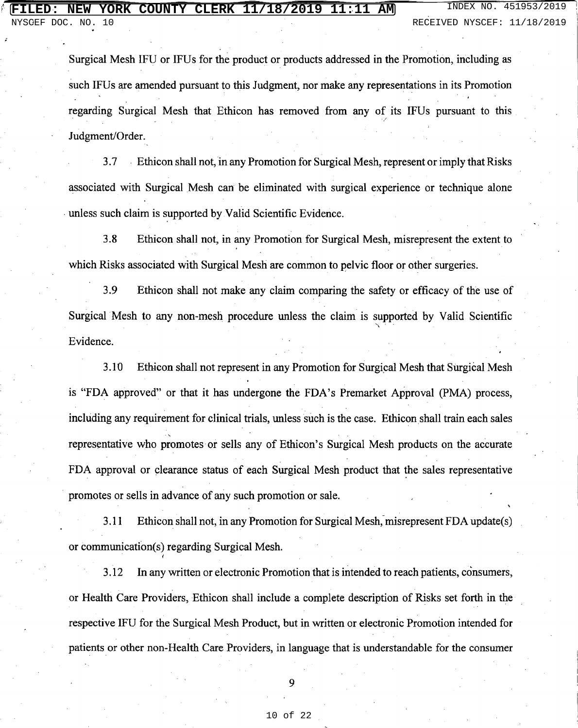Surgical Mesh IFU or IFUs for the product or products addressed in the Promotion, including as such IFUs are amended pursuant to this Judgment, nor make any representations in its Promotion regarding Surgical Mesh that Ethicon has removed from any of its IFUs pursuant to this Judgment/Order.

3.7 Ethicon shall not, in any Promotion for Surgical Mesh, represent or imply that Risks associated with Surgical Mesh can be eliminated with surgical experience or technique alone unless such claim is supported by Valid Scientific Evidence.

3.8 Ethicon shall not, in any Promotion for Surgical Mesh, misrepresent the extent to which Risks associated with Surgical Mesh are common to pelvic floor or other surgeries.

3.9 Ethicon shall not make any claim comparing the safety or efficacy of the use of Surgical Mesh to any non-mesh procedure unless the claim is supported by Valid Scientific Evidence.

3.10 Ethicon shall not represent in any Promotion for Surgical Mesh that Surgical Mesh is "FDA approved" or that it has undergone the FDA's Premarket Approval (PMA) process, including any requirement for clinical trials, unless such is the case. Ethicon shall train each sales representative who promotes or sells any of Ethicon's Surgical Mesh products on the accurate FDA approval or clearance status of each Surgical Mesh product that the sales representative promotes or sells in advance of any such promotion or sale.

3.11 Ethicon shall not, in any Promotion for Surgical Mesh, misrepresent FDA update(s) or communication(s) regarding Surgical Mesh.

3.12 In any written or electronic Promotion that is intended to reach patients, consumers, or Health Care Providers, Ethicon shall include a complete description of Risks set forth in the respective IFU for the Surgical Mesh Product, but in written or electronic Promotion intended for patients or other non-Health Care Providers, in language that is understandable for the consumer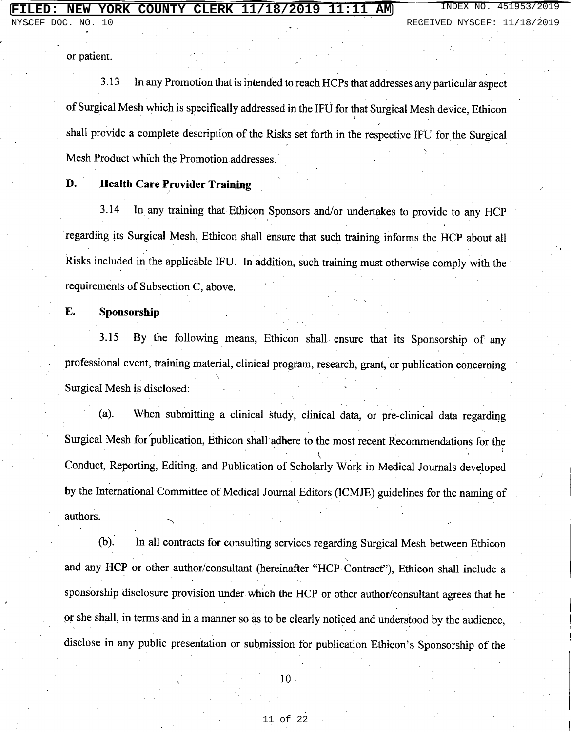or patient.

3.13 In any Promotion that is intended to reach HCPs that addresses any particular aspect of Surgical Mesh which is specifically addressed in the IFU for that Surgical Mesh device, Ethicon shall provide a complete description of the Risks set forth in the respective IFU for the Surgical Mesh Product which the Promotion addresses.

**D. Health Care Provider Training**

3.14 In any training that Ethicon Sponsors and/or undertakes to provide to any HCP regarding its Surgical Mesh, Ethicon shall ensure that such training informs the HCP about all Risks included in the applicable IFU. In addition, such training must otherwise comply with the requirements of Subsection C, above.

**E. Sponsorship**

3.15 By the following means, Ethicon shall ensure that its Sponsorship of any professional event, training material, clinical program, research, grant, or publication concerning Surgical Mesh is disclosed:

(a). When submitting a clinical study, clinical data, or pre-clinical data regarding Surgical Mesh for publication, Ethicon shall adhere to the most recent Recommendations for the Conduct, Reporting, Editing, and Publication of Scholarly Work in Medical Journals developed by the International Committee of Medical Journal Editors (ICMJE) guidelines for the naming of authors.

(b). In all contracts for consulting services regarding Surgical Mesh between Ethicon and any HCP or other author/consultant (hereinafter "HCP Contract"), Ethicon shall include a sponsorship disclosure provision under which the HCP or other author/consultant agrees that he or she shall, in terms and in a manner so as to be clearly noticed and understood by the audience, disclose in any public presentation or submission for publication Ethicon's Sponsorship of the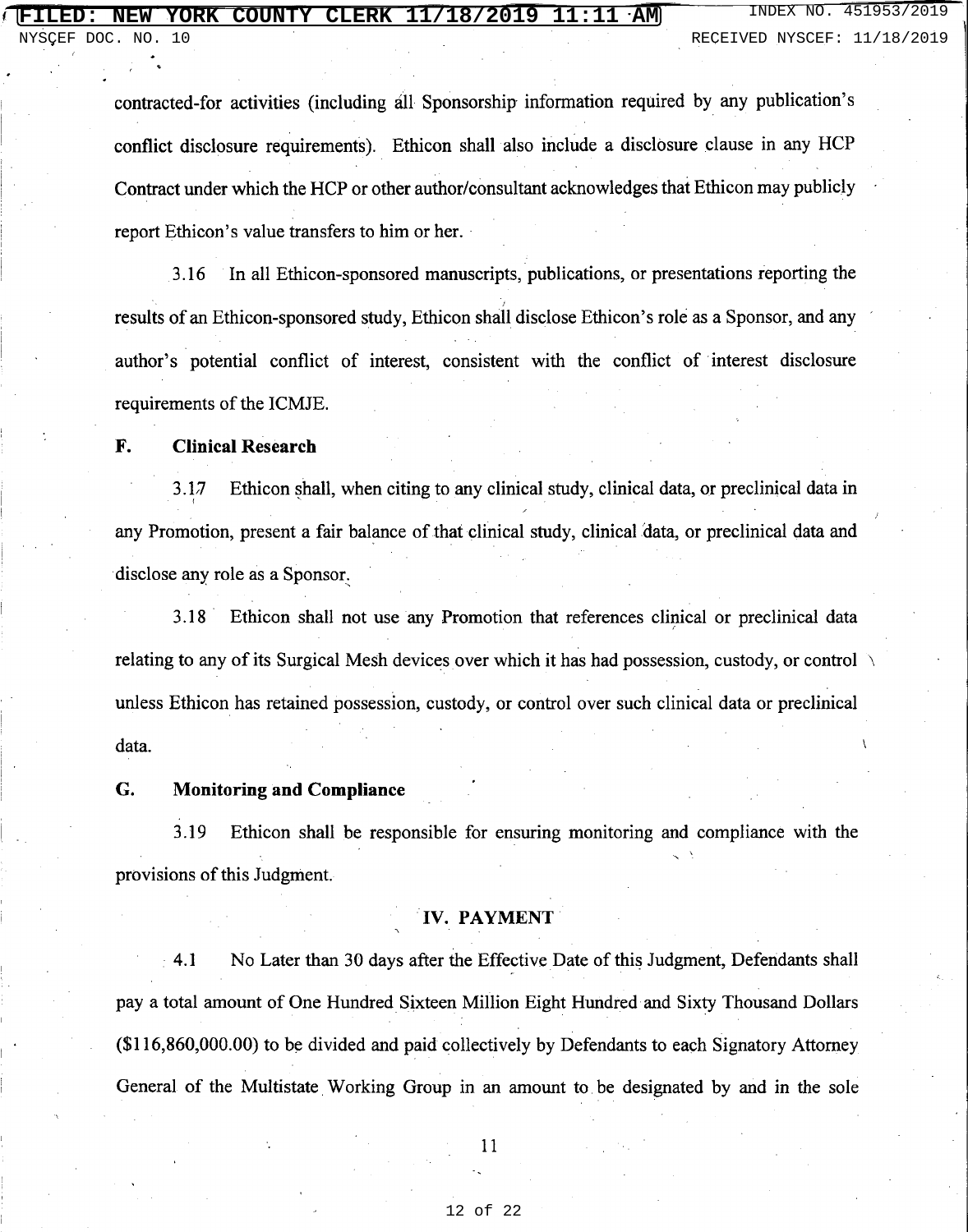contracted-for activities (including all Sponsorship information required by any publication's conflict disclosure requirements). Ethicon shall also include a disclosure clause in any HCP Contract under which the HCP or other author/consultant acknowledges that Ethicon may publicly report Ethicon's value transfers to him or her.

3.16 In all Ethicon-sponsored manuscripts, publications, or presentations reporting the results of an Ethicon-sponsored study, Ethicon shall disclose Ethicon's role as a Sponsor, and any author's potential conflict of interest, consistent with the conflict of interest disclosure requirements of the ICMJE.

**F. Clinical Research**

3.17 Ethicon shall, when citing to any clinical study, clinical data, or preclinical data in any Promotion, present a fair balance of that clinical study, clinical data, or preclinical data and disclose any role as a Sponsor.

3.18 Ethicon shall not use any Promotion that references clinical or preclinical data relating to any of its Surgical Mesh devices over which it has had possession, custody, or control unless Ethicon has retained possession, custody, or control over such clinical data or preclinical data.

**G. Monitoring and Compliance**

3.19 Ethicon shall be responsible for ensuring monitoring and compliance with the provisions of this Judgment.

## IV. PAYMENT

4.1 No Later than 30 days after the Effective Date of this Judgment, Defendants shall pay a total amount of One Hundred Sixteen Million Eight Hundred and Sixty Thousand Dollars ($116,860,000.00) to be divided and paid collectively by Defendants to each Signatory Attorney General of the Multistate Working Group in an amount to be designated by and in the sole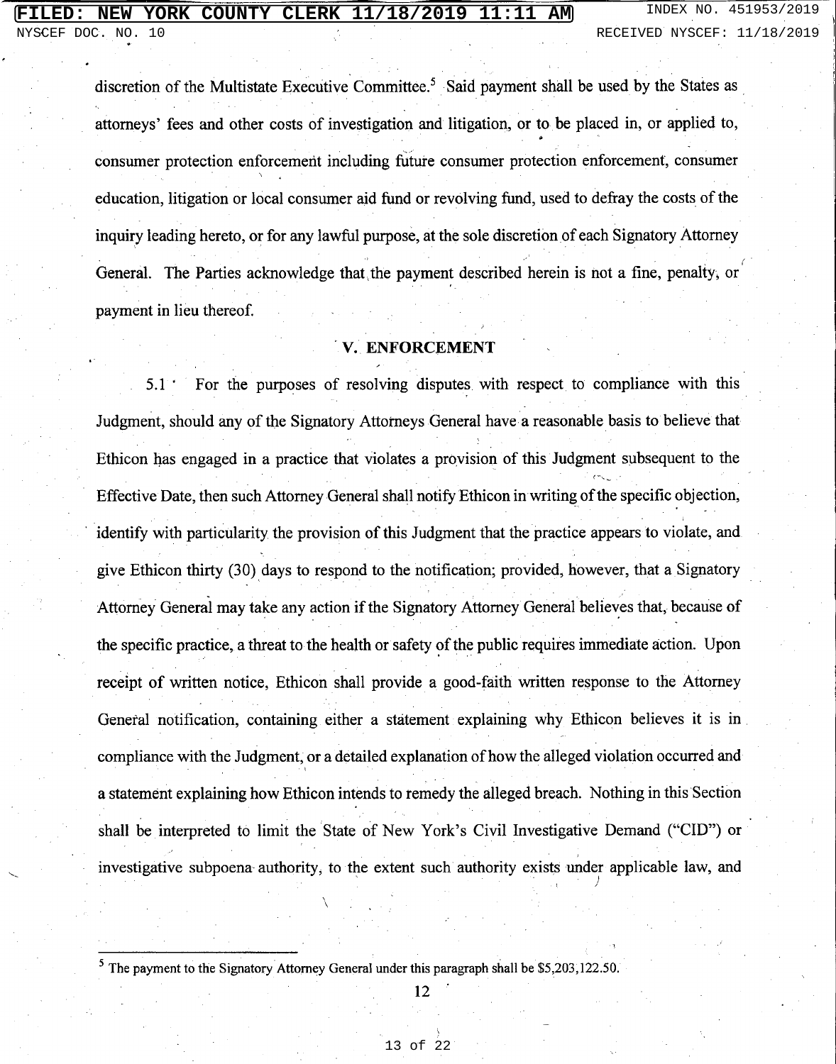discretion of the Multistate Executive Committee.[5] Said payment shall be used by the States as attorneys' fees and other costs of investigation and litigation, or to be placed in, or applied to, consumer protection enforcement including future consumer protection enforcement, consumer education, litigation or local consumer aid fund or revolving fund, used to defray the costs of the inquiry leading hereto, or for any lawful purpose, at the sole discretion of each Signatory Attorney General. The Parties acknowledge that the payment described herein is not a fine, penalty, or payment in lieu thereof.

## V. ENFORCEMENT

5.1 For the purposes of resolving disputes with respect to compliance with this Judgment, should any of the Signatory Attorneys General have a reasonable basis to believe that Ethicon has engaged in a practice that violates a provision of this Judgment subsequent to the Effective Date, then such Attorney General shall notify Ethicon in writing of the specific objection, identify with particularity the provision of this Judgment that the practice appears to violate, and give Ethicon thirty (30) days to respond to the notification; provided, however, that a Signatory Attorney General may take any action if the Signatory Attorney General believes that, because of the specific practice, a threat to the health or safety of the public requires immediate action. Upon receipt of written notice, Ethicon shall provide a good-faith written response to the Attorney General notification, containing either a statement explaining why Ethicon believes it is in compliance with the Judgment, or a detailed explanation of how the alleged violation occurred and a statement explaining how Ethicon intends to remedy the alleged breach. Nothing in this Section shall be interpreted to limit the State of New York's Civil Investigative Demand ("CID") or investigative subpoena authority, to the extent such authority exists under applicable law, and

[5] The payment to the Signatory Attorney General under this paragraph shall be $5,203,122.50.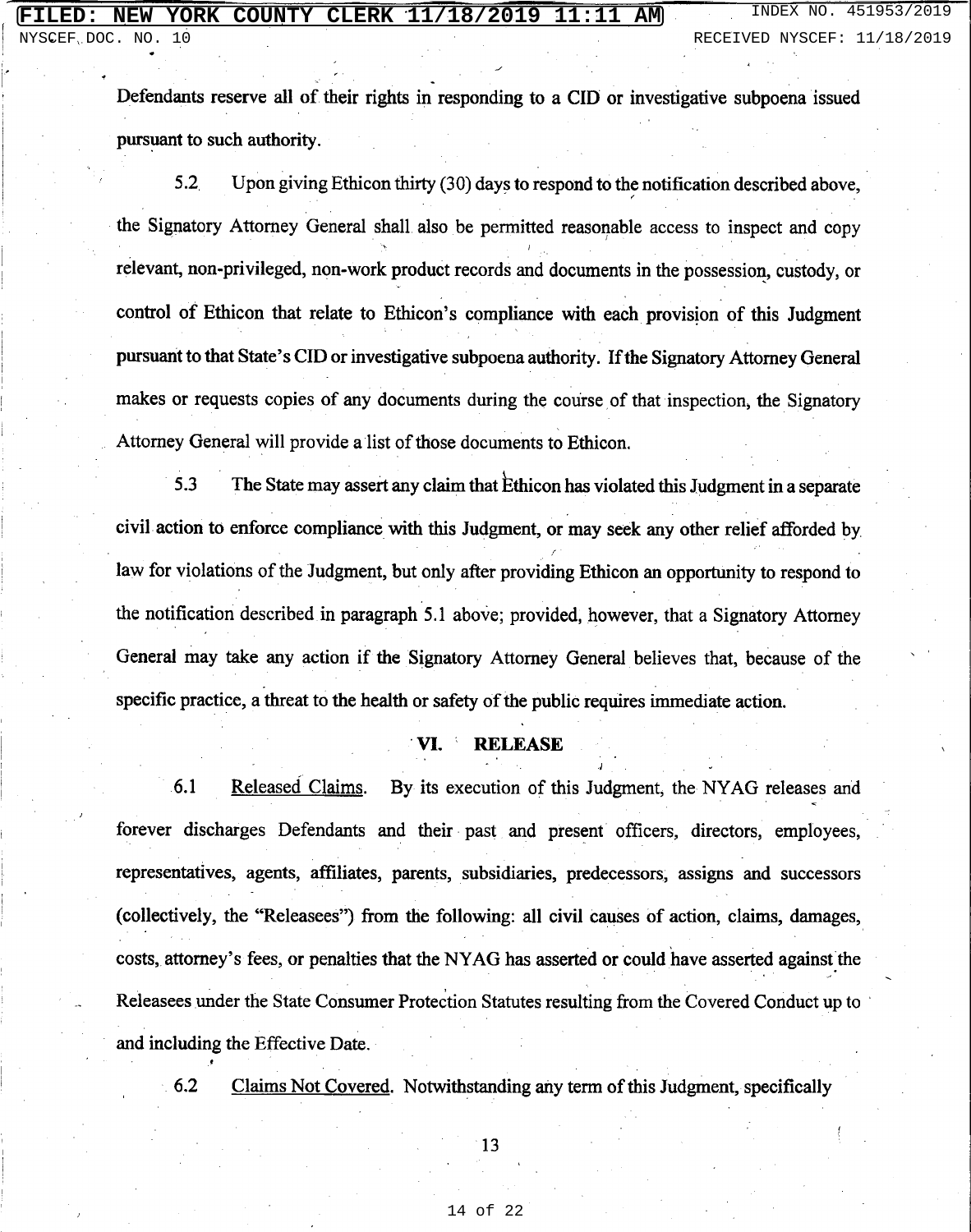Defendants reserve all of their rights in responding to a CID or investigative subpoena issued pursuant to such authority.

5.2 Upon giving Ethicon thirty (30) days to respond to the notification described above, the Signatory Attorney General shall also be permitted reasonable access to inspect and copy relevant, non-privileged, non-work product records and documents in the possession, custody, or control of Ethicon that relate to Ethicon's compliance with each provision of this Judgment pursuant to that State's CID or investigative subpoena authority. If the Signatory Attorney General makes or requests copies of any documents during the course of that inspection, the Signatory Attorney General will provide a list of those documents to Ethicon.

5.3 The State may assert any claim that Ethicon has violated this Judgment in a separate civil action to enforce compliance with this Judgment, or may seek any other relief afforded by law for violations of the Judgment, but only after providing Ethicon an opportunity to respond to the notification described in paragraph 5.1 above; provided, however, that a Signatory Attorney General may take any action if the Signatory Attorney General believes that, because of the specific practice, a threat to the health or safety of the public requires immediate action.

## VI. RELEASE

6.1 Released Claims. By its execution of this Judgment, the NYAG releases and forever discharges Defendants and their past and present officers, directors, employees, representatives, agents, affiliates, parents, subsidiaries, predecessors, assigns and successors (collectively, the "Releasees") from the following: all civil causes of action, claims, damages, costs, attorney's fees, or penalties that the NYAG has asserted or could have asserted against the Releasees under the State Consumer Protection Statutes resulting from the Covered Conduct up to and including the Effective Date.

6.2 Claims Not Covered. Notwithstanding any term of this Judgment, specifically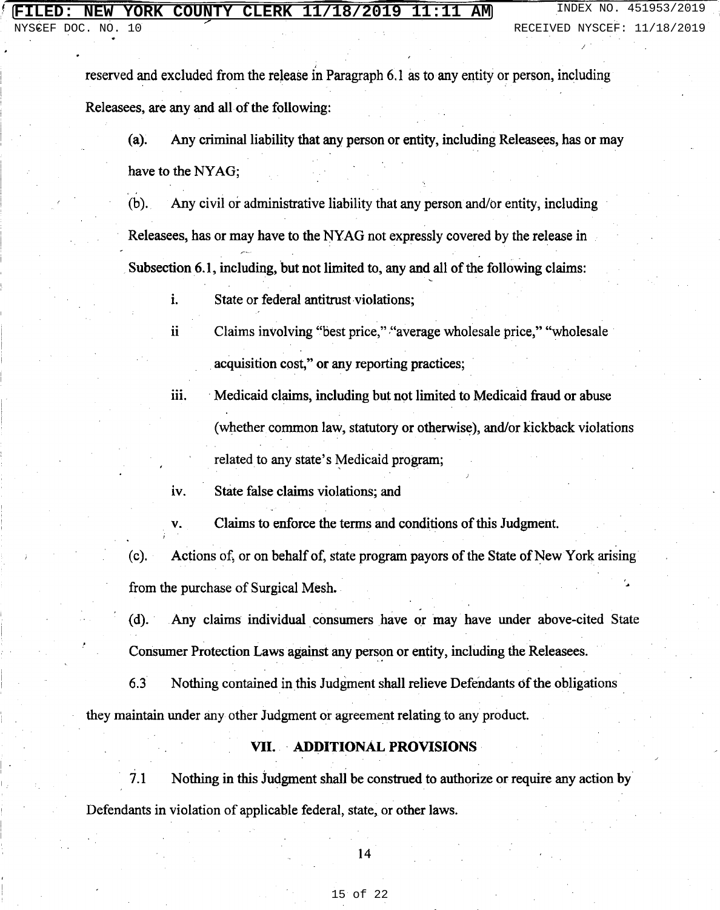reserved and excluded from the release in Paragraph 6.1 as to any entity or person, including Releasees, are any and all of the following:

(a). Any criminal liability that any person or entity, including Releasees, has or may have to the NYAG;

(b). Any civil or administrative liability that any person and/or entity, including Releasees, has or may have to the NYAG not expressly covered by the release in Subsection 6.1, including, but not limited to, any and all of the following claims:

i. State or federal antitrust violations;

ii Claims involving "best price," "average wholesale price," "wholesale acquisition cost," or any reporting practices;

iii. Medicaid claims, including but not limited to Medicaid fraud or abuse (whether common law, statutory or otherwise), and/or kickback violations related to any state's Medicaid program;

iv. State false claims violations; and

v. Claims to enforce the terms and conditions of this Judgment.

(c). Actions of, or on behalf of, state program payors of the State of New York arising from the purchase of Surgical Mesh.

(d). Any claims individual consumers have or may have under above-cited State Consumer Protection Laws against any person or entity, including the Releasees.

6.3 Nothing contained in this Judgment shall relieve Defendants of the obligations they maintain under any other Judgment or agreement relating to any product.

## VII. ADDITIONAL PROVISIONS

7.1 Nothing in this Judgment shall be construed to authorize or require any action by Defendants in violation of applicable federal, state, or other laws.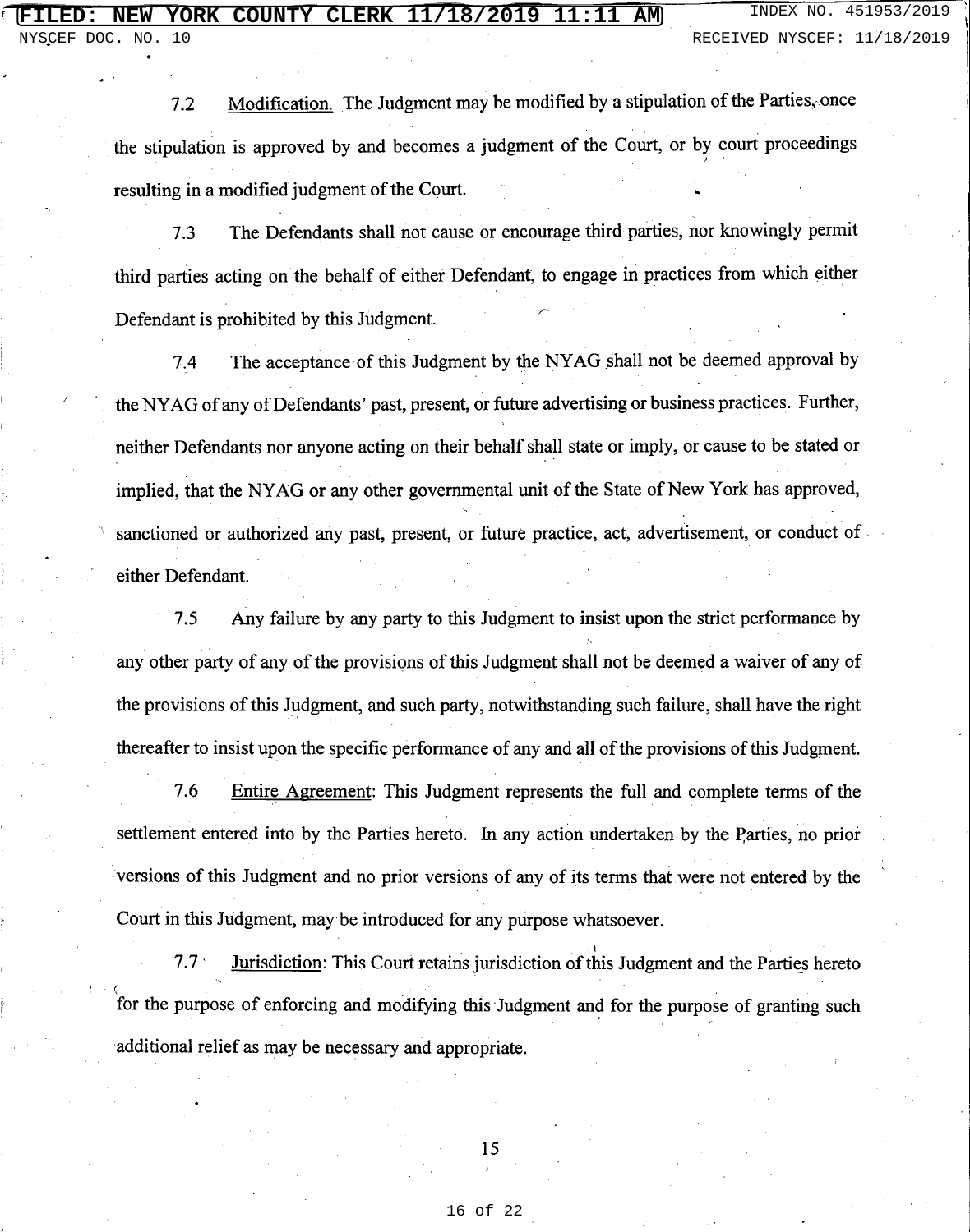7.2 Modification. The Judgment may be modified by a stipulation of the Parties, once the stipulation is approved by and becomes a judgment of the Court, or by court proceedings resulting in a modified judgment of the Court.

7.3 The Defendants shall not cause or encourage third parties, nor knowingly permit third parties acting on the behalf of either Defendant, to engage in practices from which either Defendant is prohibited by this Judgment.

7.4 The acceptance of this Judgment by the NYAG shall not be deemed approval by the NYAG of any of Defendants' past, present, or future advertising or business practices. Further, neither Defendants nor anyone acting on their behalf shall state or imply, or cause to be stated or implied, that the NYAG or any other governmental unit of the State of New York has approved, sanctioned or authorized any past, present, or future practice, act, advertisement, or conduct of either Defendant.

7.5 Any failure by any party to this Judgment to insist upon the strict performance by any other party of any of the provisions of this Judgment shall not be deemed a waiver of any of the provisions of this Judgment, and such party, notwithstanding such failure, shall have the right thereafter to insist upon the specific performance of any and all of the provisions of this Judgment.

7.6 Entire Agreement: This Judgment represents the full and complete terms of the settlement entered into by the Parties hereto. In any action undertaken by the Parties, no prior versions of this Judgment and no prior versions of any of its terms that were not entered by the Court in this Judgment, may be introduced for any purpose whatsoever.

7.7 Jurisdiction: This Court retains jurisdiction of this Judgment and the Parties hereto for the purpose of enforcing and modifying this Judgment and for the purpose of granting such additional relief as may be necessary and appropriate.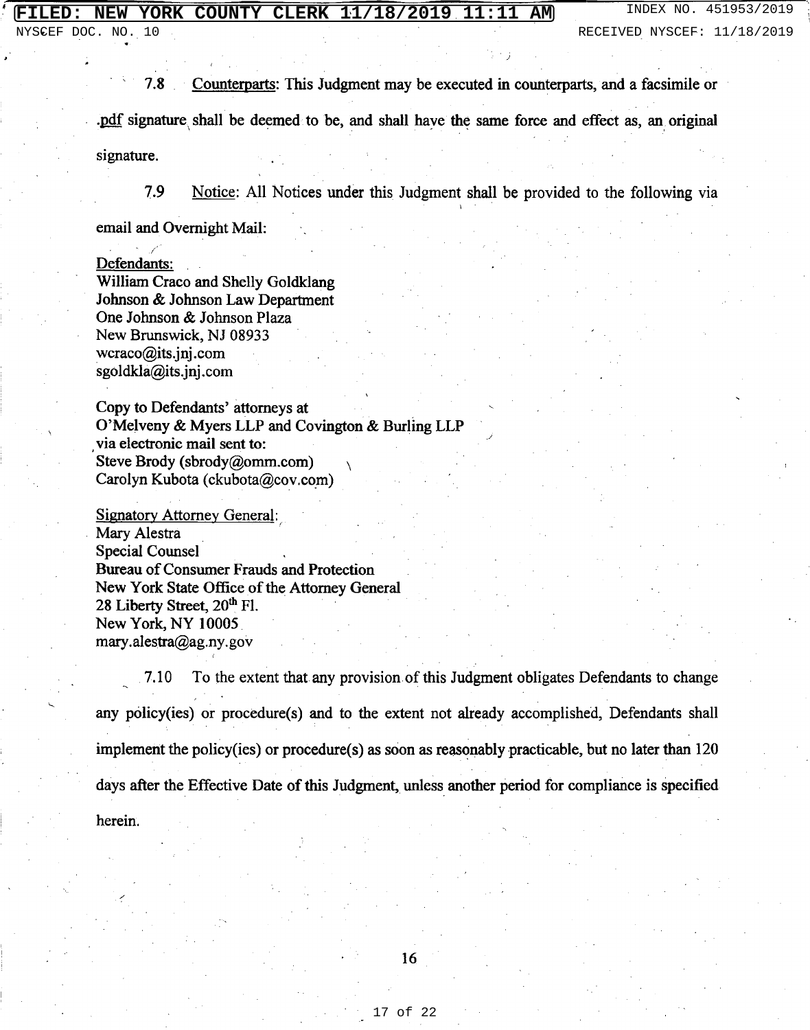7.8 Counterparts: This Judgment may be executed in counterparts, and a facsimile or .pdf signature shall be deemed to be, and shall have the same force and effect as, an original signature.

7.9 Notice: All Notices under this Judgment shall be provided to the following via email and Overnight Mail:

Defendants:
William Craco and Shelly Goldklang
Johnson & Johnson Law Department
One Johnson & Johnson Plaza
New Brunswick, NJ 08933
wcraco@its.jnj.com
sgoldkla@its.jnj.com

Copy to Defendants' attorneys at
O'Melveny & Myers LLP and Covington & Burling LLP
via electronic mail sent to:
Steve Brody (sbrody@omm.com)
Carolyn Kubota (ckubota@cov.com)

Signatory Attorney General:
Mary Alestra
Special Counsel
Bureau of Consumer Frauds and Protection
New York State Office of the Attorney General
28 Liberty Street, 20th Fl.
New York, NY 10005
mary.alestra@ag.ny.gov

7.10 To the extent that any provision of this Judgment obligates Defendants to change any policy(ies) or procedure(s) and to the extent not already accomplished, Defendants shall implement the policy(ies) or procedure(s) as soon as reasonably practicable, but no later than 120 days after the Effective Date of this Judgment, unless another period for compliance is specified herein.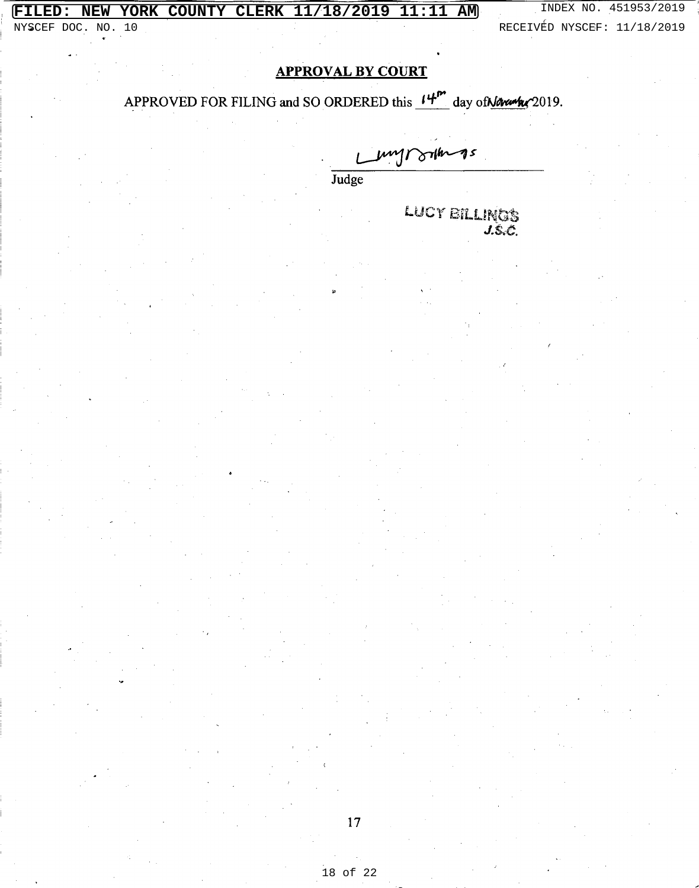**APPROVAL BY COURT**

APPROVED FOR FILING and SO ORDERED this 14th day of November 2019.

Lucy Billings

Judge

LUCY BILLINGS
J.S.C.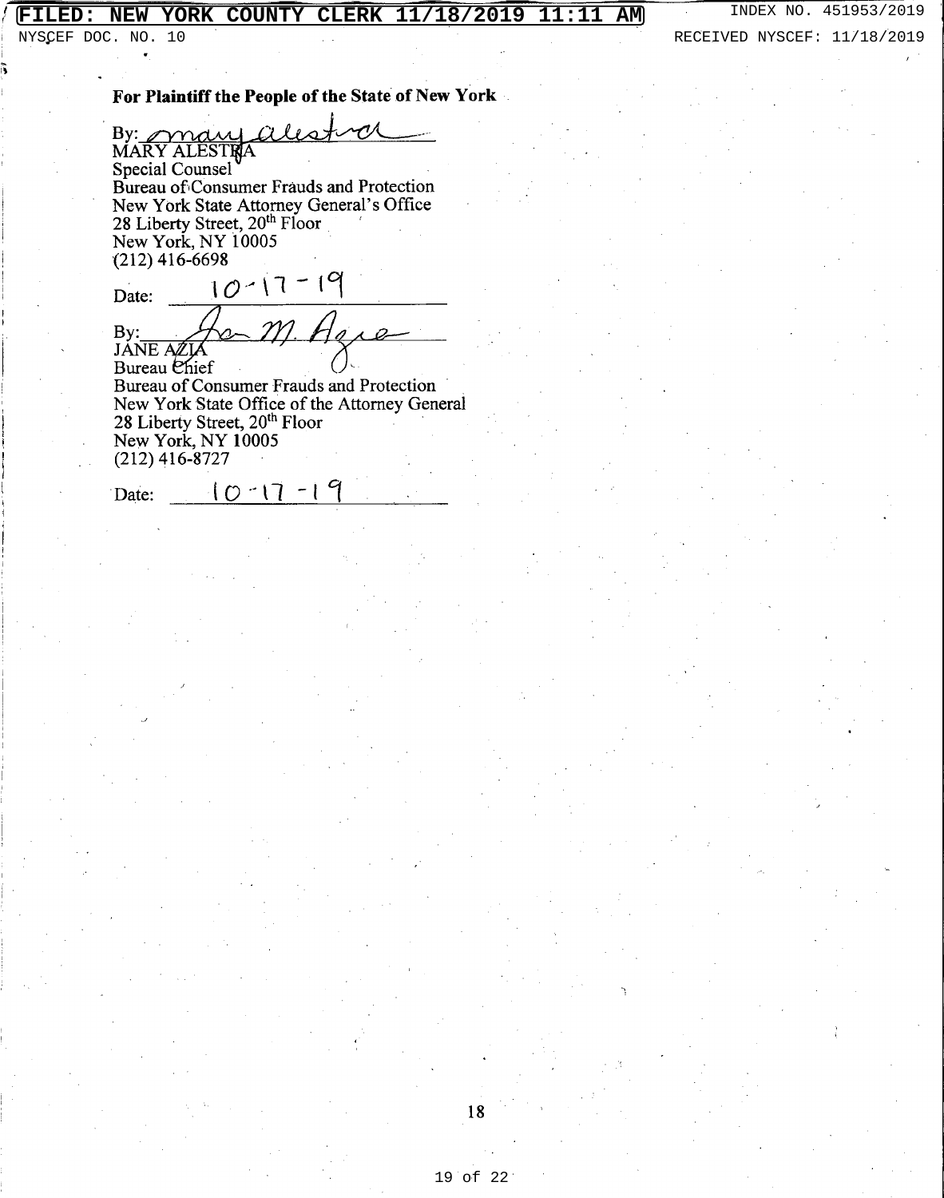**For Plaintiff the People of the State of New York**

By: ______________________
MARY ALESTRA
Special Counsel
Bureau of Consumer Frauds and Protection
New York State Attorney General's Office
28 Liberty Street, 20th Floor
New York, NY 10005
(212) 416-6698

Date: 10-17-19

By: ______________________
JANE AZIA
Bureau Chief
Bureau of Consumer Frauds and Protection
New York State Office of the Attorney General
28 Liberty Street, 20th Floor
New York, NY 10005
(212) 416-8727

Date: 10-17-19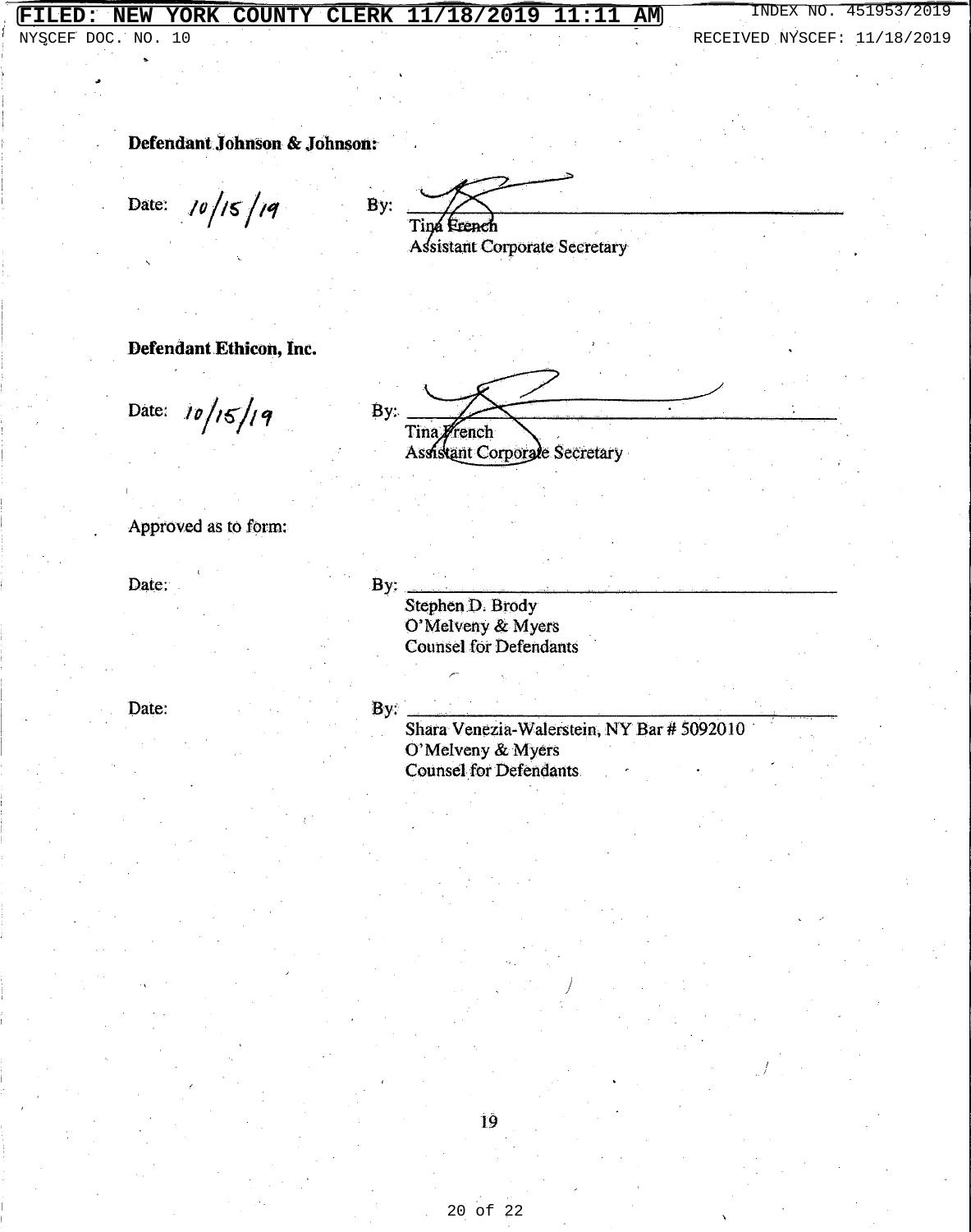**Defendant Johnson & Johnson:**

Date: 10/15/19 By: ______________________________

Tina French
Assistant Corporate Secretary

**Defendant Ethicon, Inc.**

Date: 10/15/19 By: ______________________________

Tina French
Assistant Corporate Secretary

Approved as to form:

Date: By: ______________________________

Stephen D. Brody
O'Melveny & Myers
Counsel for Defendants

Date: By: ______________________________

Shara Venezia-Walerstein, NY Bar # 5092010
O'Melveny & Myers
Counsel for Defendants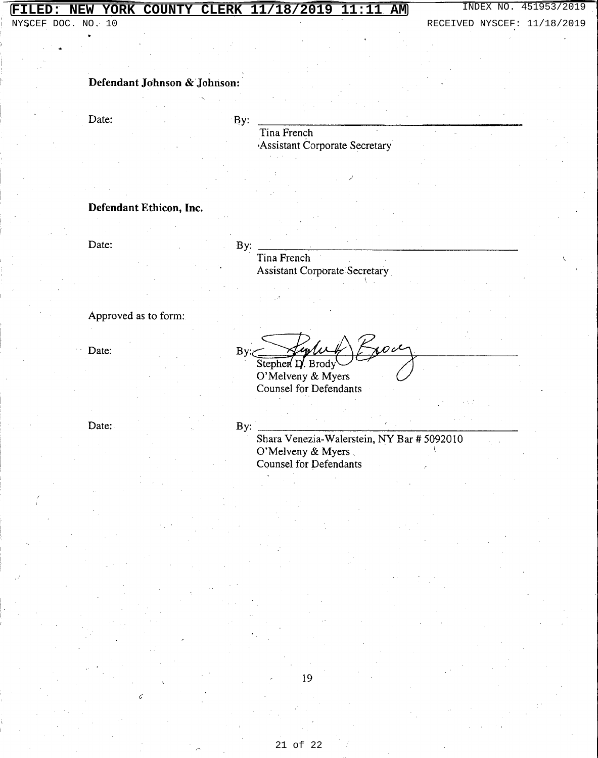**Defendant Johnson & Johnson:**

Date: By: ______________________________

Tina French
Assistant Corporate Secretary

**Defendant Ethicon, Inc.**

Date: By: ______________________________

Tina French
Assistant Corporate Secretary

Approved as to form:

Date: By: ______________________________

Stephen D. Brody
O'Melveny & Myers
Counsel for Defendants

Date: By: ______________________________

Shara Venezia-Walerstein, NY Bar # 5092010
O'Melveny & Myers
Counsel for Defendants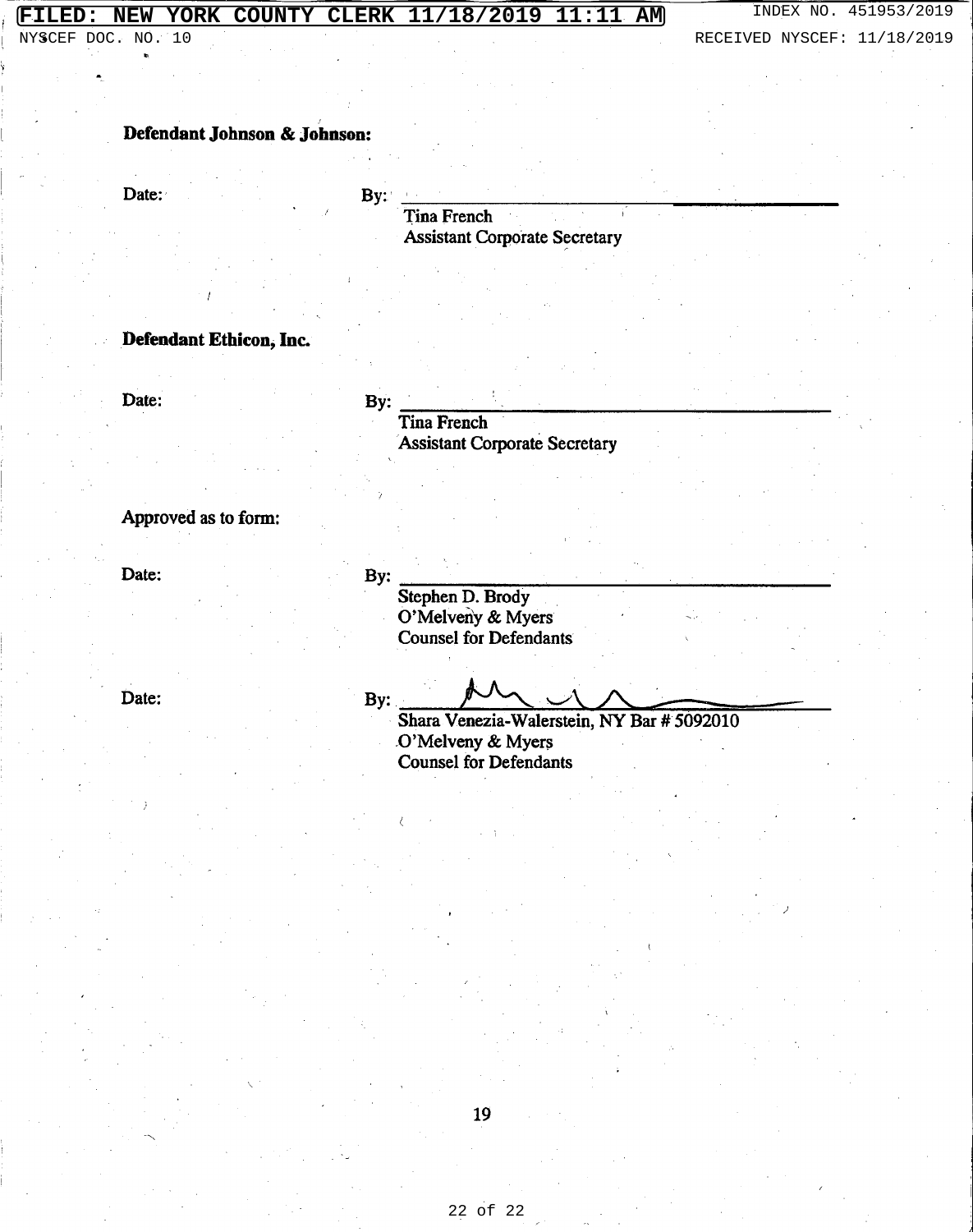**Defendant Johnson & Johnson:**

Date: By: ______________________________
Tina French
Assistant Corporate Secretary

**Defendant Ethicon, Inc.**

Date: By: ______________________________
Tina French
Assistant Corporate Secretary

Approved as to form:

Date: By: ______________________________
Stephen D. Brody
O'Melveny & Myers
Counsel for Defendants

Date: By: ______________________________
Shara Venezia-Walerstein, NY Bar # 5092010
O'Melveny & Myers
Counsel for Defendants